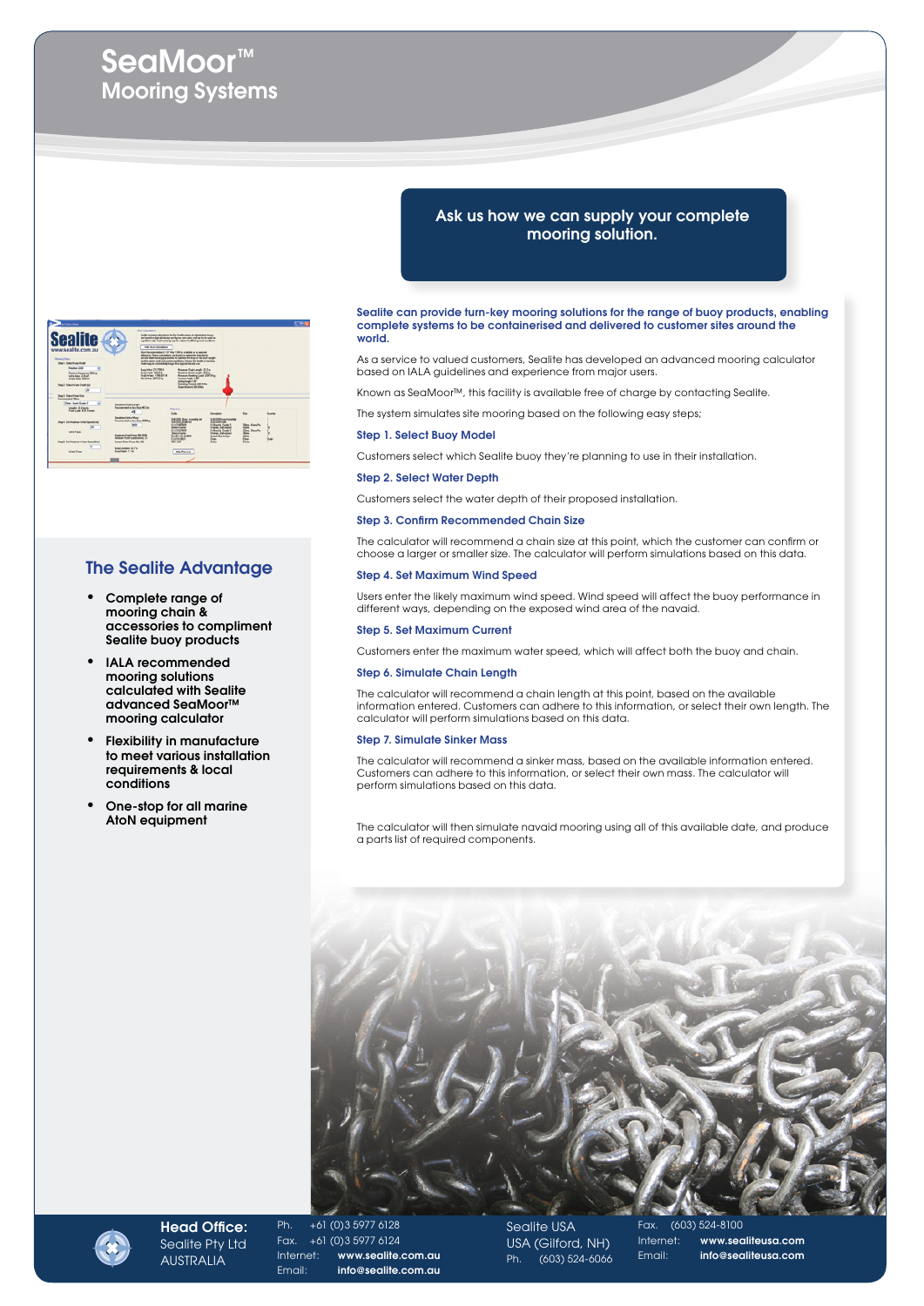# SeaMoor™

## Mooring Systems

**Ask us how we can supply your complete mooring solution.**

**Sealite can provide turn-key mooring solutions for the range of buoy products, enabling complete systems to be containerised and delivered to customer sites around the world.**

As a service to valued customers, Sealite has developed an advanced mooring calculator based on IALA guidelines and experience from major users.

Known as SeaMoor™, this facility is available free of charge by contacting Sealite.

The system simulates site mooring based on the following easy steps;

### Step 1. Select Buoy Model

Customers select which Sealite buoy they're planning to use in their installation.

### Step 2. Select Water Depth

Customers select the water depth of their proposed installation.

### Step 3. Confirm Recommended Chain Size

The calculator will recommend a chain size at this point, which the customer can confirm or choose a larger or smaller size. The calculator will perform simulations based on this data.

### Step 4. Set Maximum Wind Speed

Users enter the likely maximum wind speed. Wind speed will affect the buoy performance in different ways, depending on the exposed wind area of the navaid.

### Step 5. Set Maximum Current

Customers enter the maximum water speed, which will affect both the buoy and chain.

### Step 6. Simulate Chain Length

The calculator will recommend a chain length at this point, based on the available information entered. Customers can adhere to this information, or select their own length. The calculator will perform simulations based on this data.

### Step 7. Simulate Sinker Mass

The calculator will recommend a sinker mass, based on the available information entered. Customers can adhere to this information, or select their own mass. The calculator will perform simulations based on this data.

The calculator will then simulate navaid mooring using all of this available date, and produce a parts list of required components.

## The Sealite Advantage

- **Complete range of mooring chain & accessories to compliment Sealite buoy products**
- **IALA recommended mooring solutions calculated with Sealite advanced SeaMoor™ mooring calculator**
- **Flexibility in manufacture to meet various installation requirements & local conditions**
- **One-stop for all marine AtoN equipment**

**Head Office:**
Sealite Pty Ltd
AUSTRALIA

Ph. +61 (0)3 5977 6128
Fax. +61 (0)3 5977 6124
Internet: **www.sealite.com.au**
Email: **info@sealite.com.au**

Sealite USA
USA (Gilford, NH)
Ph. (603) 524-6066

Fax. (603) 524-8100
Internet: **www.sealiteusa.com**
Email: **info@sealiteusa.com**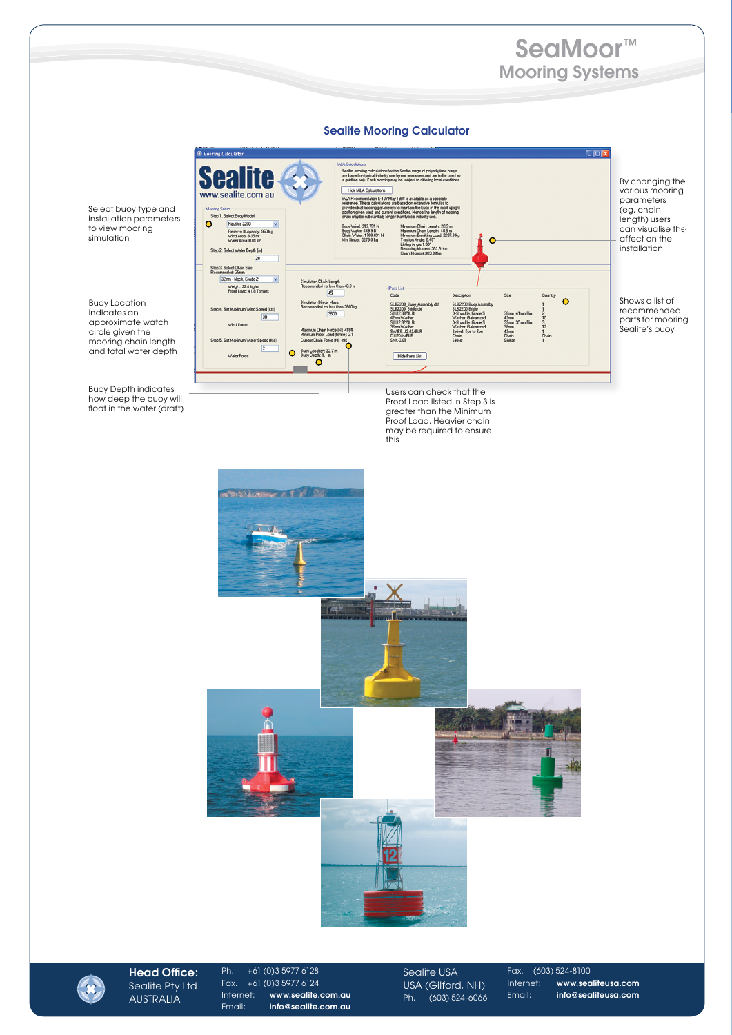# SeaMoor™ Mooring Systems

## Sealite Mooring Calculator

Select buoy type and installation parameters to view mooring simulation

Buoy Location indicates an approximate watch circle given the mooring chain length and total water depth

Buoy Depth indicates how deep the buoy will float in the water (draft)

Users can check that the Proof Load listed in Step 3 is greater than the Minimum Proof Load. Heavier chain may be required to ensure this

By changing the various mooring parameters (eg. chain length) users can visualise the affect on the installation

Shows a list of recommended parts for mooring Sealite's buoy

**Head Office:**
Sealite Pty Ltd
AUSTRALIA

Ph. +61 (0)3 5977 6128
Fax. +61 (0)3 5977 6124
Internet: **www.sealite.com.au**
Email: **info@sealite.com.au**

Sealite USA
USA (Gilford, NH)
Ph. (603) 524-6066
Fax. (603) 524-8100
Internet: **www.sealiteusa.com**
Email: **info@sealiteusa.com**